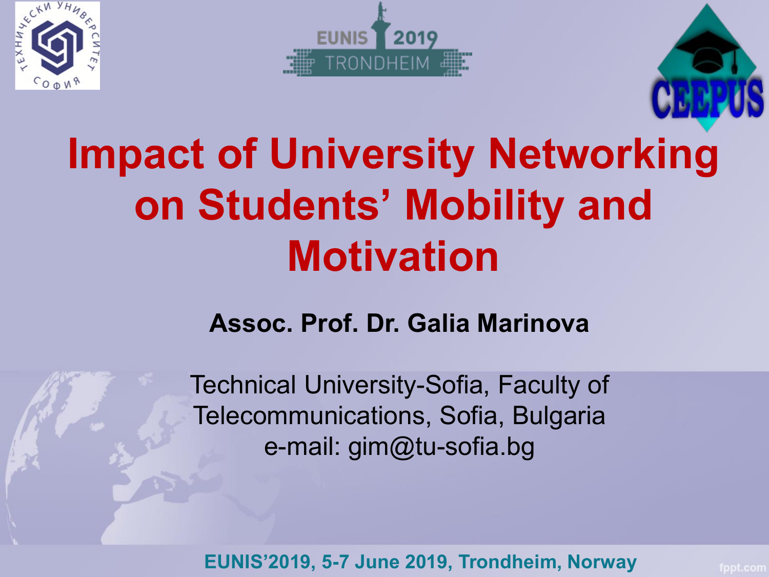# Impact of University Networking on Students' Mobility and Motivation

**Assoc. Prof. Dr. Galia Marinova**

Technical University-Sofia, Faculty of Telecommunications, Sofia, Bulgaria
e-mail: gim@tu-sofia.bg

EUNIS'2019, 5-7 June 2019, Trondheim, Norway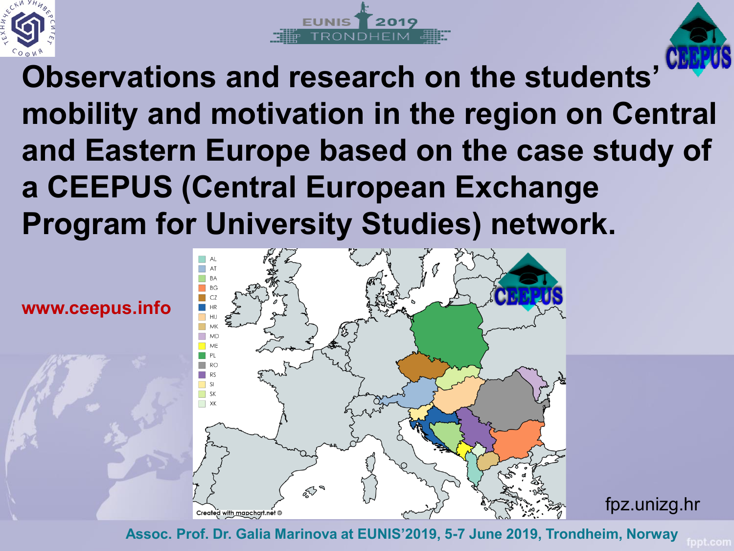# Observations and research on the students' mobility and motivation in the region on Central and Eastern Europe based on the case study of a CEEPUS (Central European Exchange Program for University Studies) network.

www.ceepus.info

- AL
- AT
- BA
- BG
- CZ
- HR
- HU
- MK
- MD
- ME
- PL
- RO
- RS
- SI
- SK
- XK

Created with mapchart.net ©

fpz.unizg.hr

Assoc. Prof. Dr. Galia Marinova at EUNIS'2019, 5-7 June 2019, Trondheim, Norway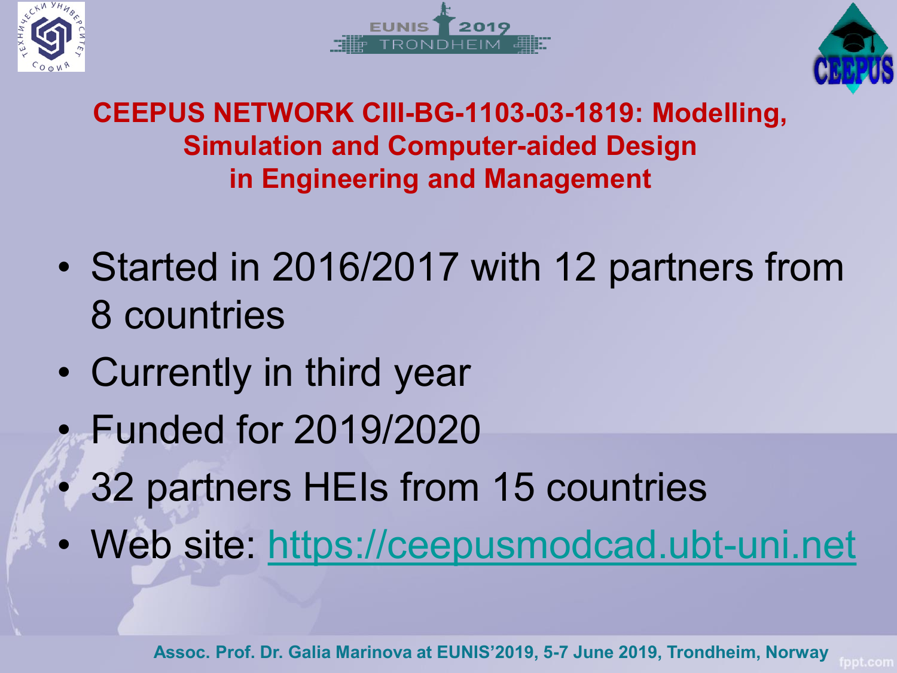## CEEPUS NETWORK CIII-BG-1103-03-1819: Modelling, Simulation and Computer-aided Design in Engineering and Management

- Started in 2016/2017 with 12 partners from 8 countries
- Currently in third year
- Funded for 2019/2020
- 32 partners HEIs from 15 countries
- Web site: https://ceepusmodcad.ubt-uni.net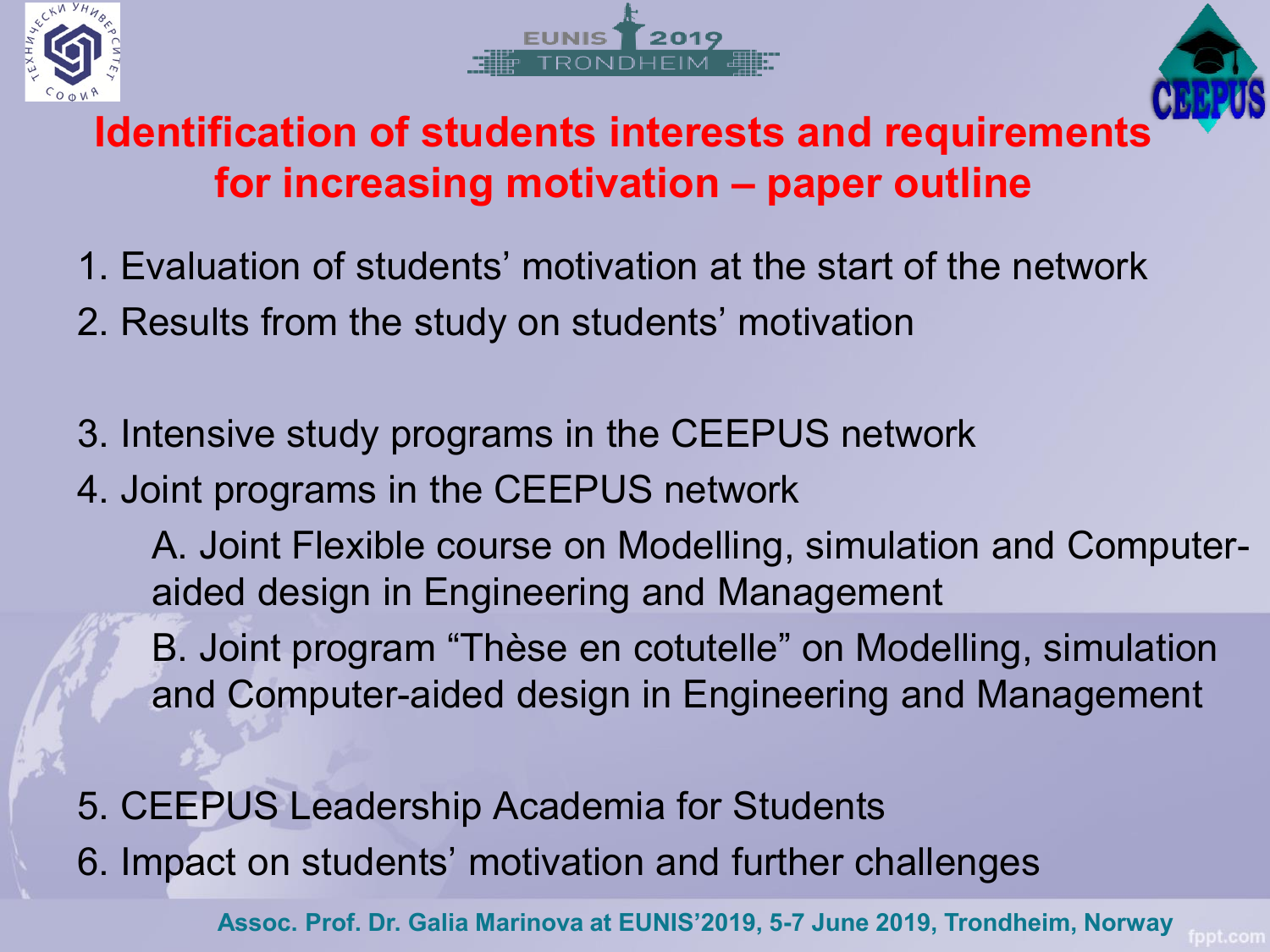# Identification of students interests and requirements for increasing motivation – paper outline

1. Evaluation of students' motivation at the start of the network
2. Results from the study on students' motivation

3. Intensive study programs in the CEEPUS network
4. Joint programs in the CEEPUS network
   - A. Joint Flexible course on Modelling, simulation and Computer-aided design in Engineering and Management
   - B. Joint program "Thèse en cotutelle" on Modelling, simulation and Computer-aided design in Engineering and Management

5. CEEPUS Leadership Academia for Students
6. Impact on students' motivation and further challenges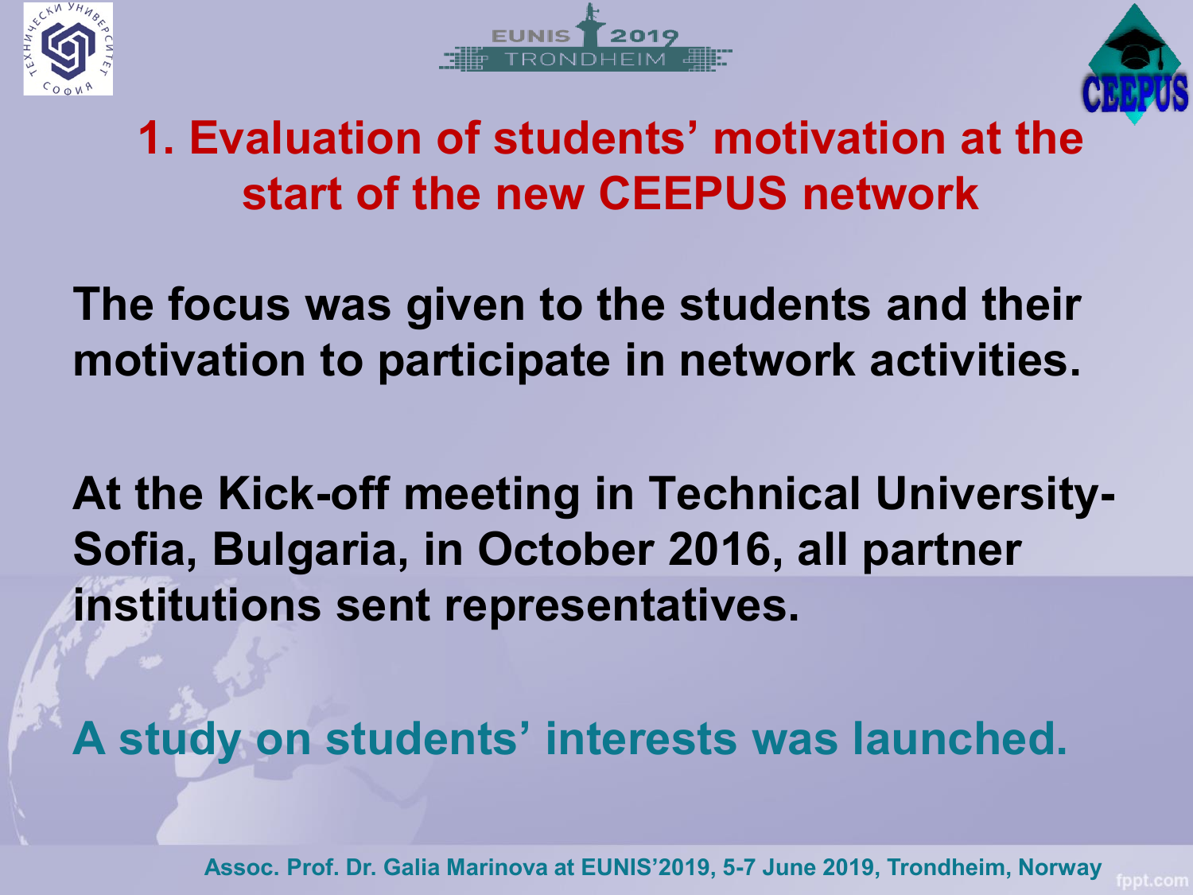# 1. Evaluation of students' motivation at the start of the new CEEPUS network

**The focus was given to the students and their motivation to participate in network activities.**

**At the Kick-off meeting in Technical University-Sofia, Bulgaria, in October 2016, all partner institutions sent representatives.**

**A study on students' interests was launched.**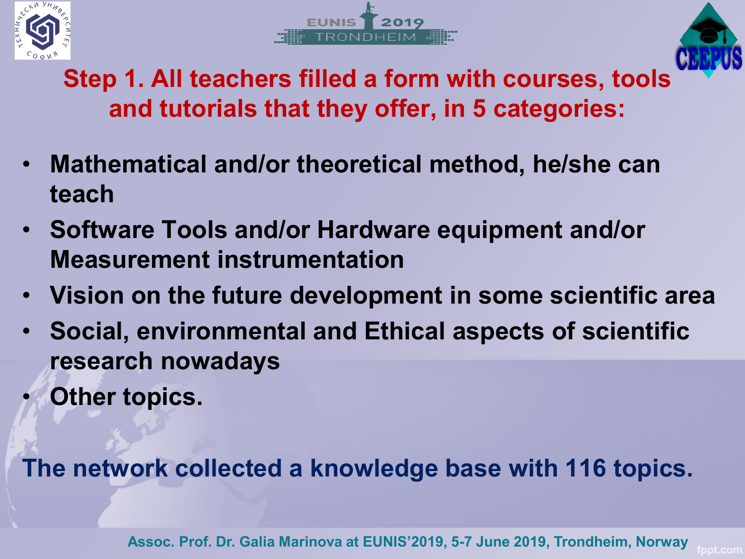## Step 1. All teachers filled a form with courses, tools and tutorials that they offer, in 5 categories:

- **Mathematical and/or theoretical method, he/she can teach**
- **Software Tools and/or Hardware equipment and/or Measurement instrumentation**
- **Vision on the future development in some scientific area**
- **Social, environmental and Ethical aspects of scientific research nowadays**
- **Other topics.**

**The network collected a knowledge base with 116 topics.**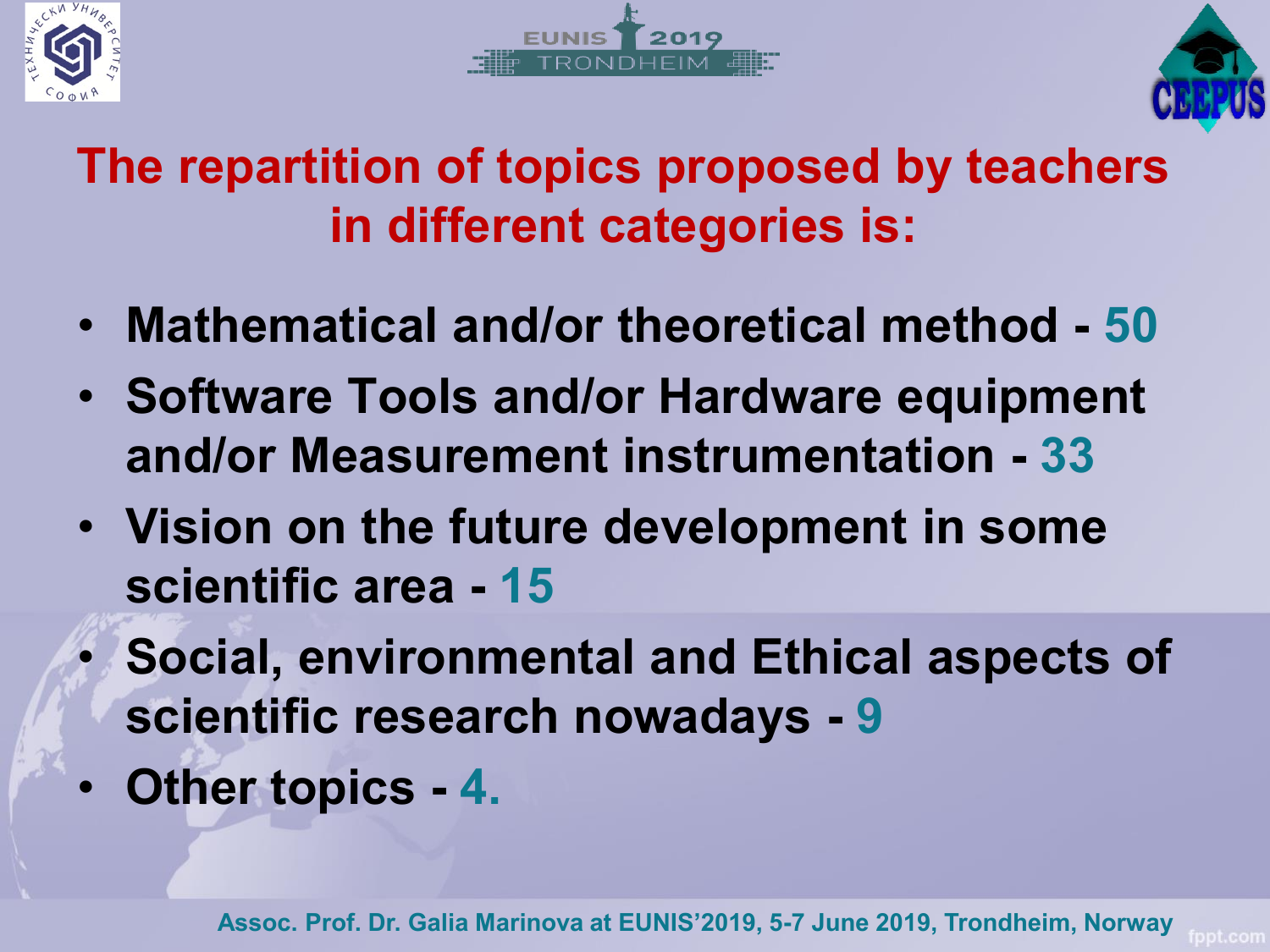## The repartition of topics proposed by teachers in different categories is:

- **Mathematical and/or theoretical method - 50**
- **Software Tools and/or Hardware equipment and/or Measurement instrumentation - 33**
- **Vision on the future development in some scientific area - 15**
- **Social, environmental and Ethical aspects of scientific research nowadays - 9**
- **Other topics - 4.**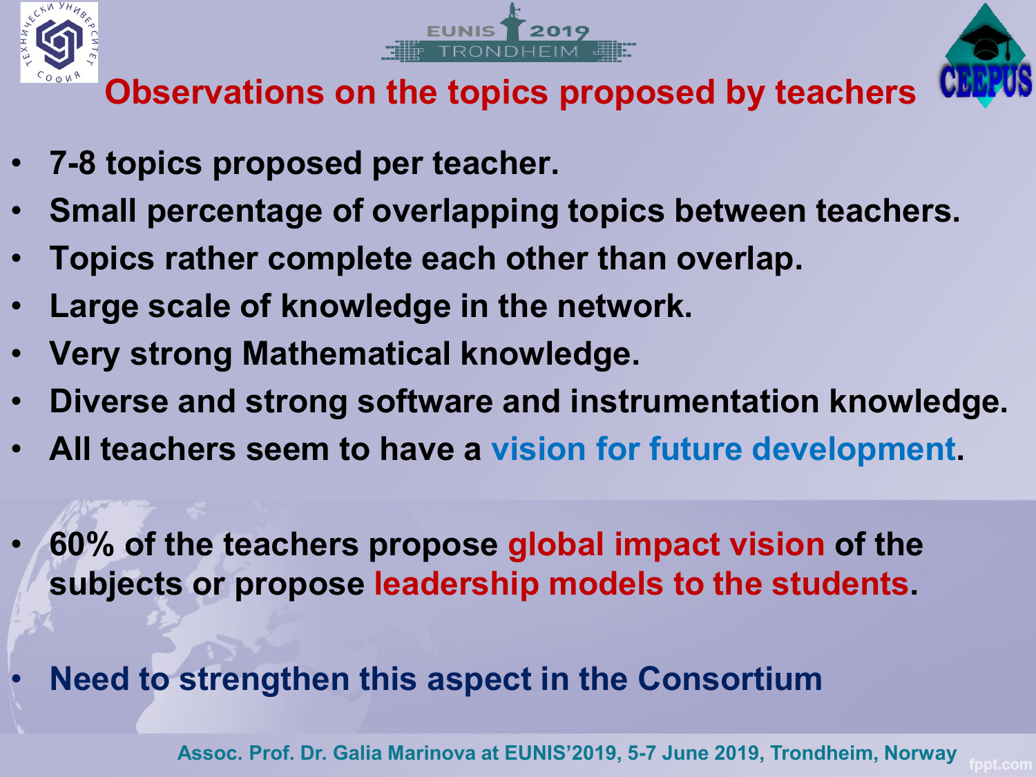# Observations on the topics proposed by teachers

- **7-8 topics proposed per teacher.**
- **Small percentage of overlapping topics between teachers.**
- **Topics rather complete each other than overlap.**
- **Large scale of knowledge in the network.**
- **Very strong Mathematical knowledge.**
- **Diverse and strong software and instrumentation knowledge.**
- **All teachers seem to have a vision for future development.**

- **60% of the teachers propose global impact vision of the subjects or propose leadership models to the students.**

- **Need to strengthen this aspect in the Consortium**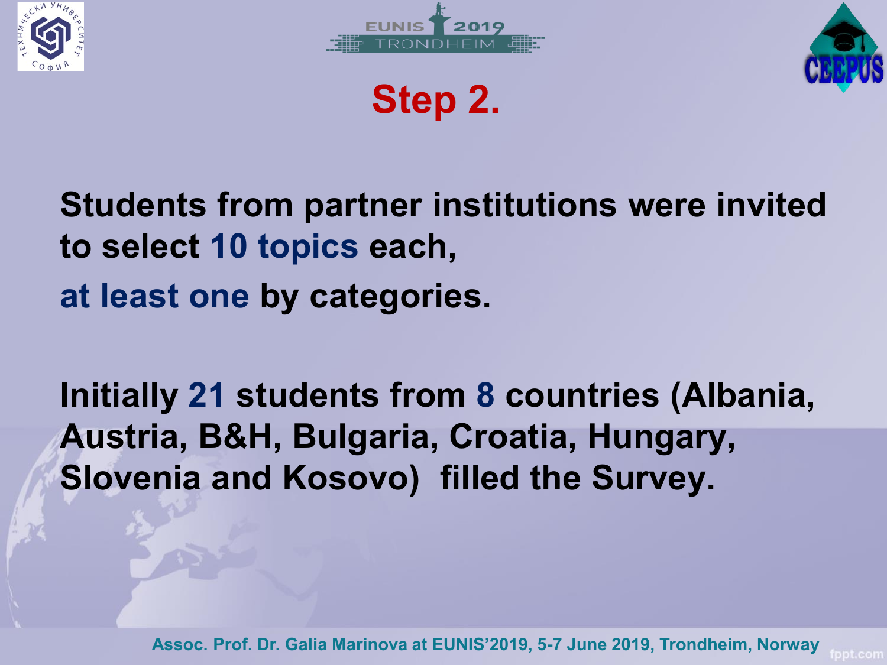# Step 2.

**Students from partner institutions were invited to select 10 topics each, at least one by categories.**

**Initially 21 students from 8 countries (Albania, Austria, B&H, Bulgaria, Croatia, Hungary, Slovenia and Kosovo) filled the Survey.**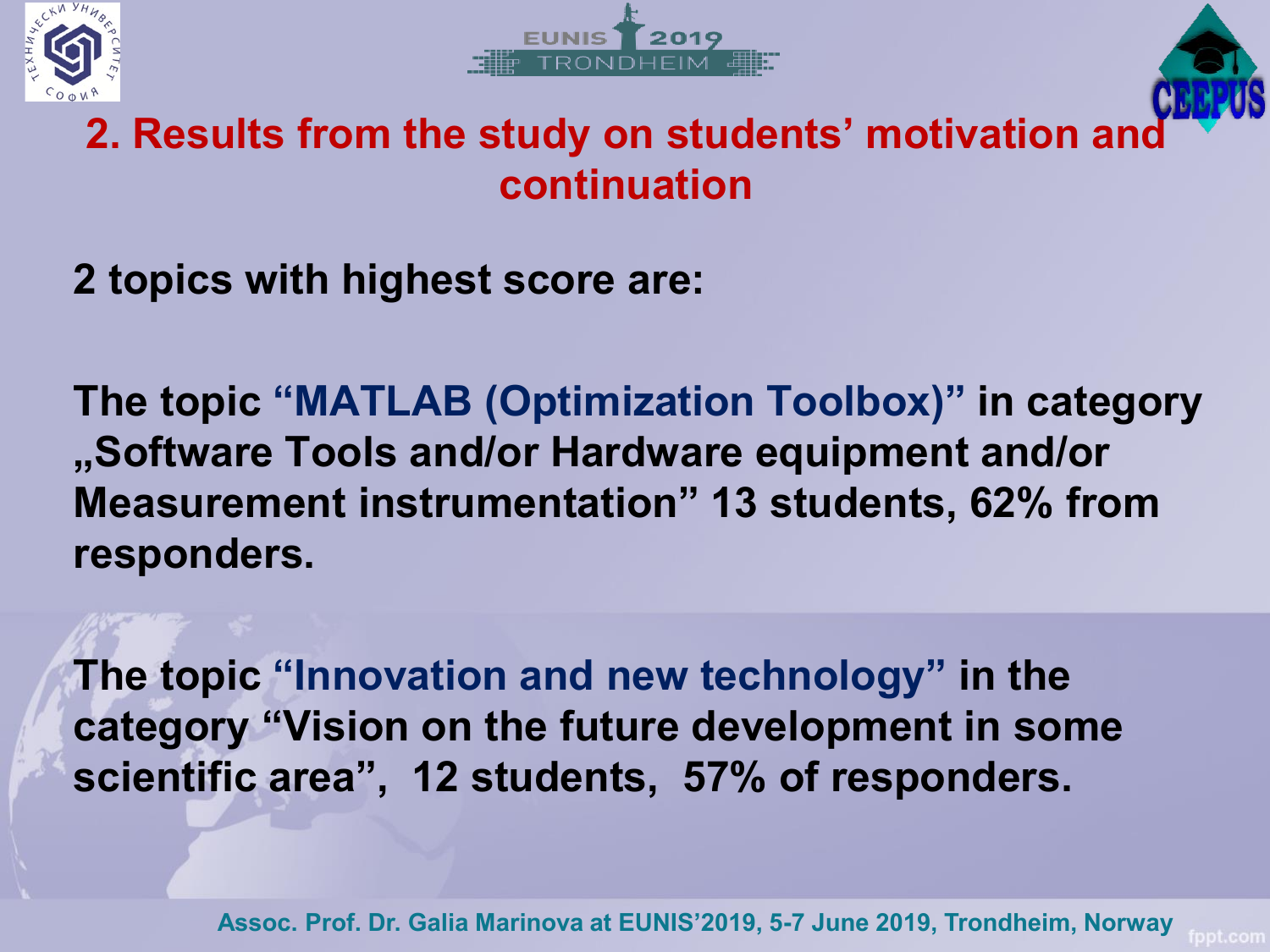## 2. Results from the study on students’ motivation and continuation

**2 topics with highest score are:**

**The topic “MATLAB (Optimization Toolbox)” in category „Software Tools and/or Hardware equipment and/or Measurement instrumentation” 13 students, 62% from responders.**

**The topic “Innovation and new technology” in the category “Vision on the future development in some scientific area”, 12 students, 57% of responders.**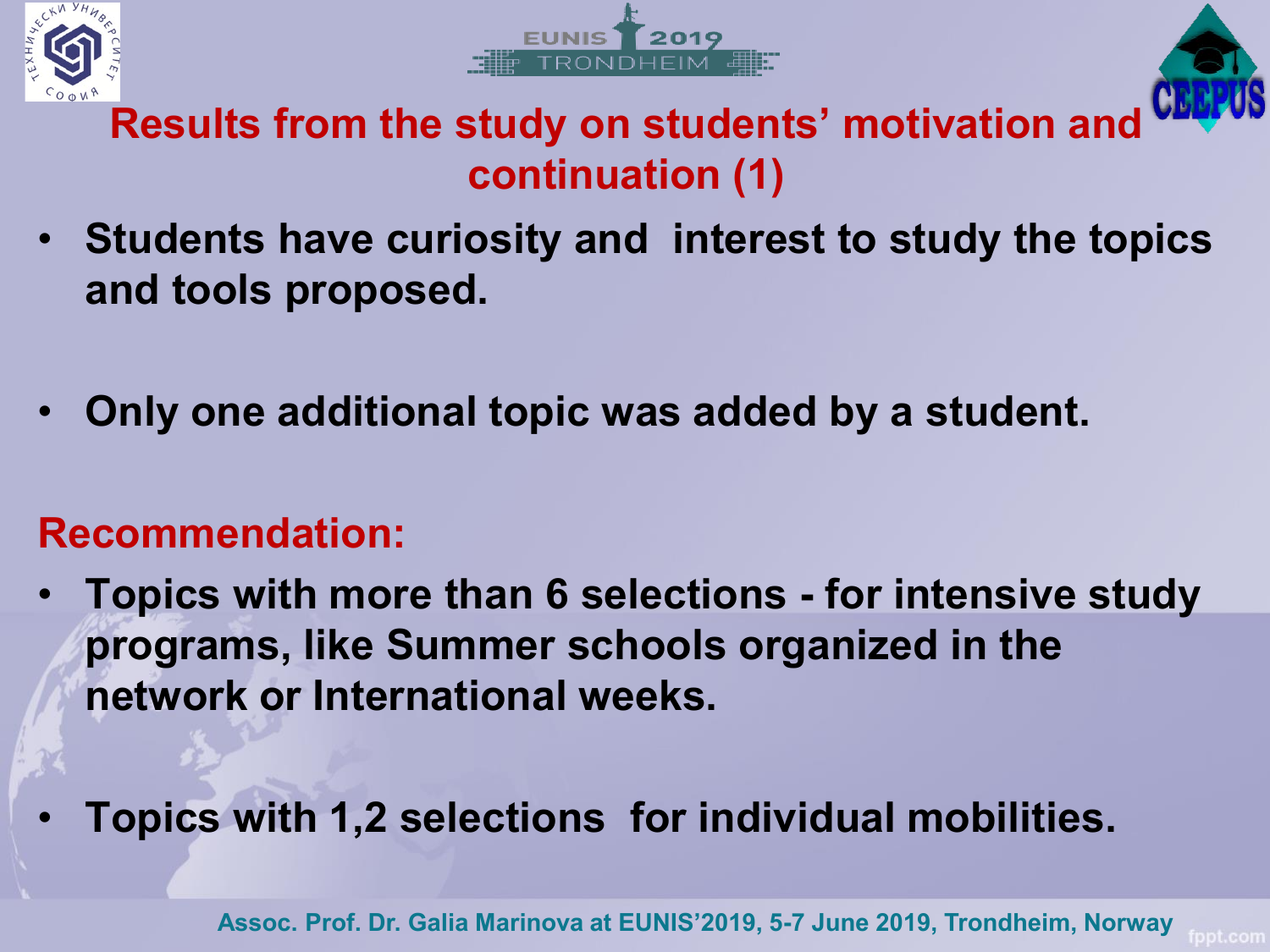# Results from the study on students' motivation and continuation (1)

- **Students have curiosity and interest to study the topics and tools proposed.**
- **Only one additional topic was added by a student.**

## Recommendation:

- **Topics with more than 6 selections - for intensive study programs, like Summer schools organized in the network or International weeks.**
- **Topics with 1,2 selections for individual mobilities.**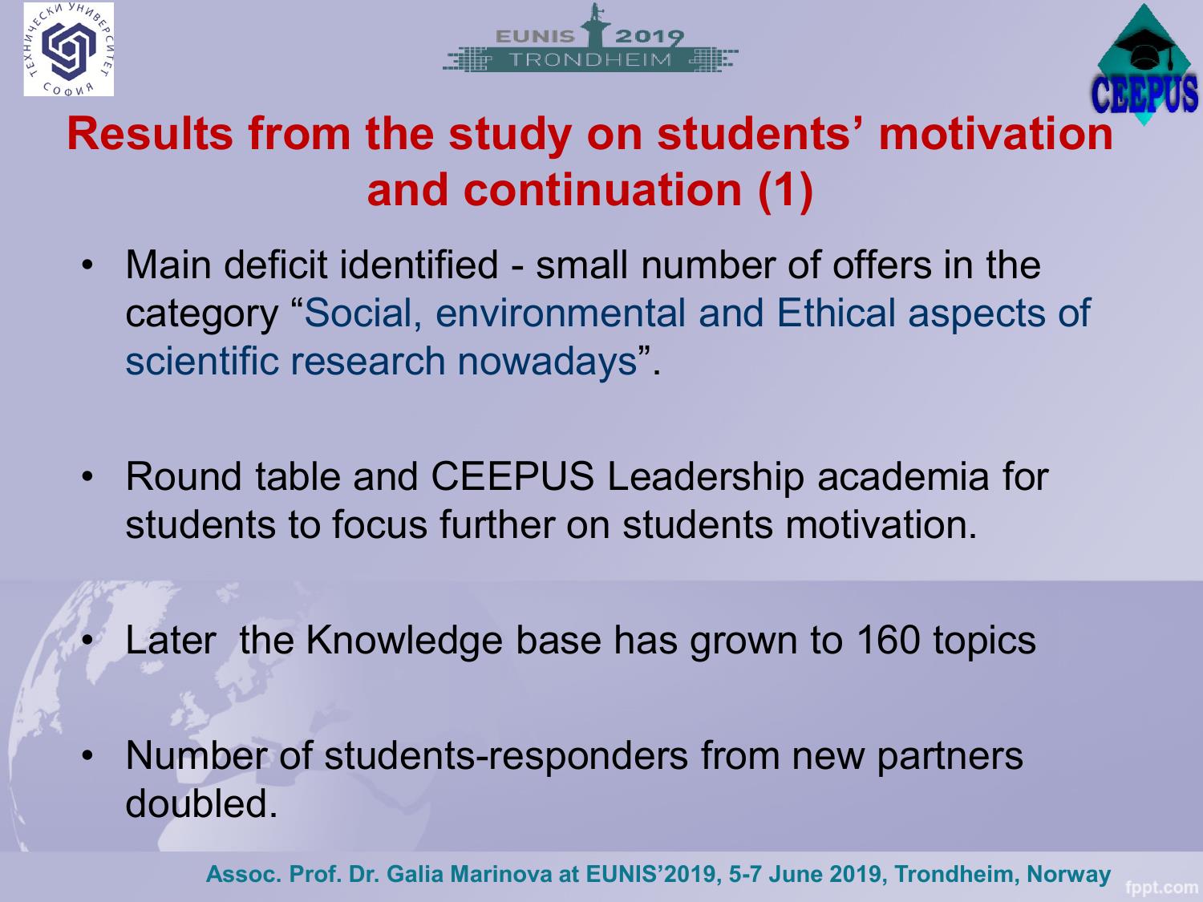# Results from the study on students' motivation and continuation (1)

- Main deficit identified - small number of offers in the category "Social, environmental and Ethical aspects of scientific research nowadays".

- Round table and CEEPUS Leadership academia for students to focus further on students motivation.

- Later the Knowledge base has grown to 160 topics

- Number of students-responders from new partners doubled.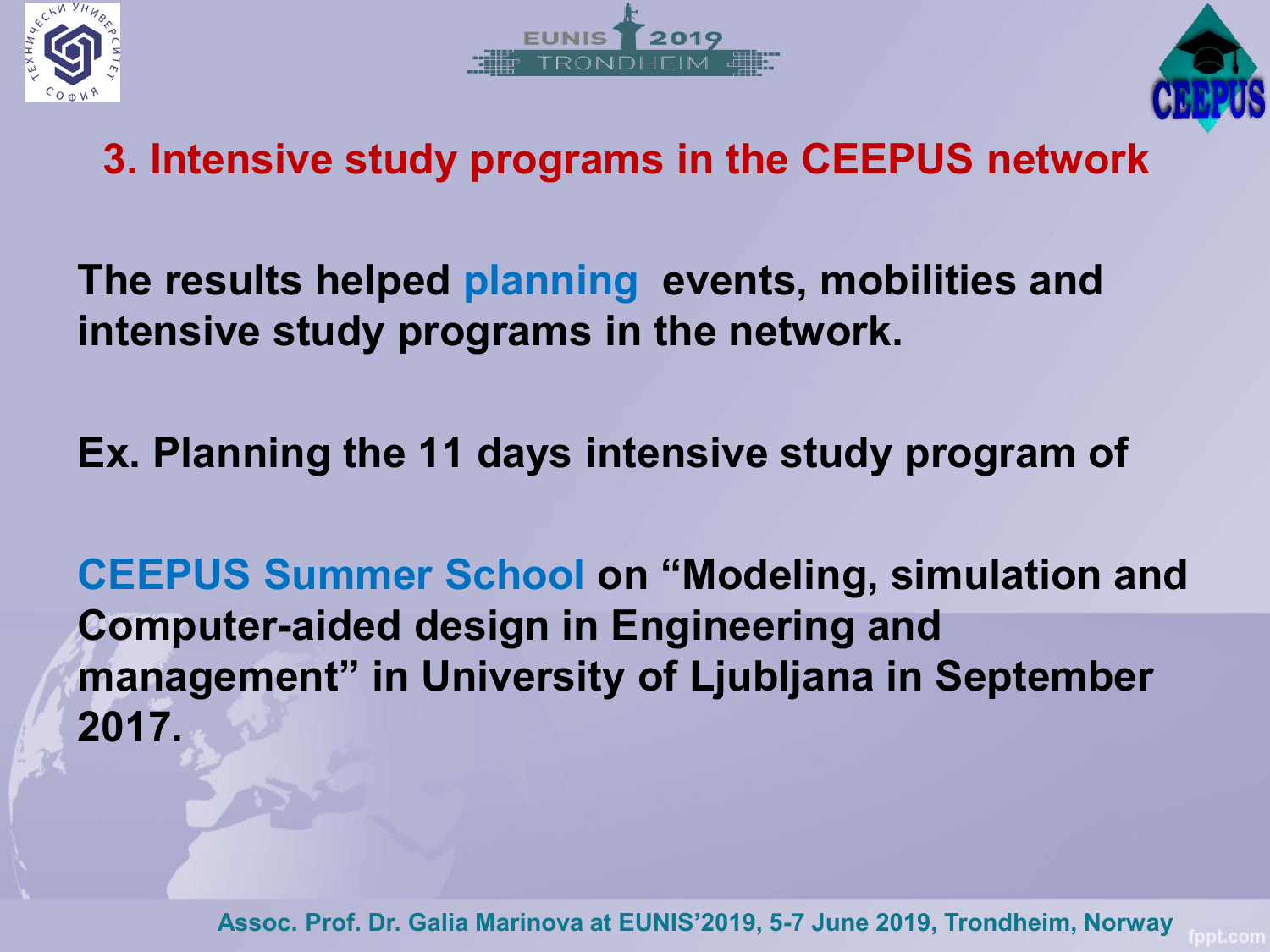## 3. Intensive study programs in the CEEPUS network

**The results helped planning events, mobilities and intensive study programs in the network.**

**Ex. Planning the 11 days intensive study program of**

**CEEPUS Summer School on "Modeling, simulation and Computer-aided design in Engineering and management" in University of Ljubljana in September 2017.**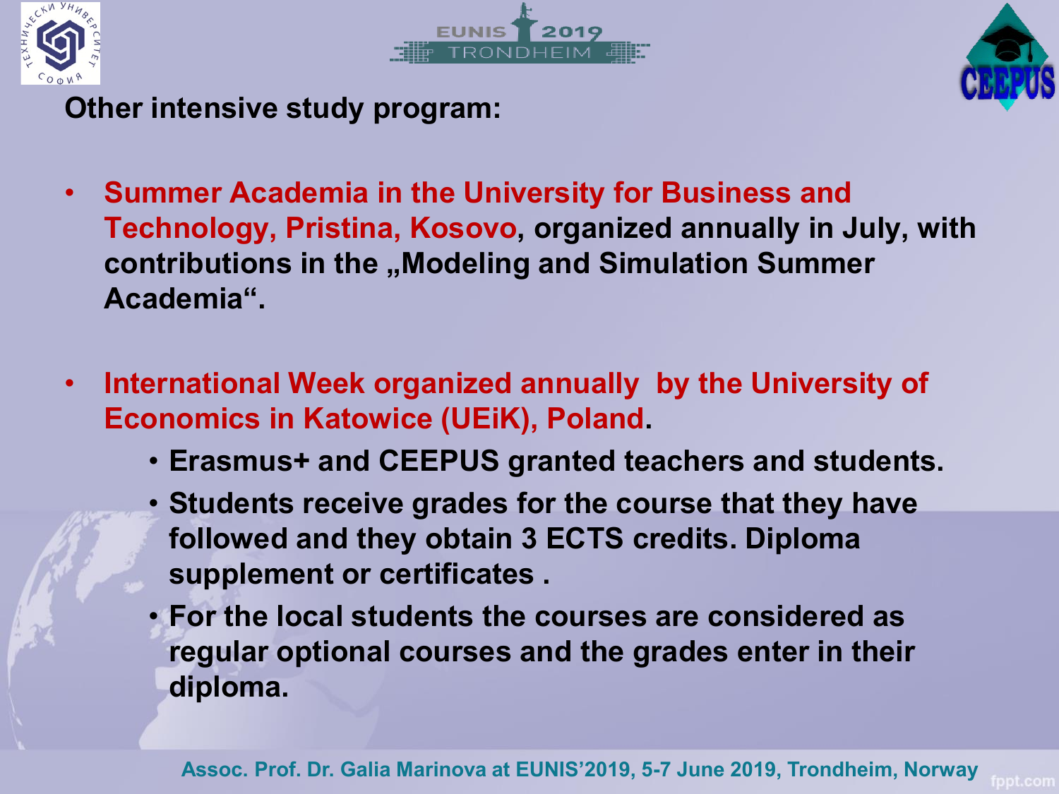**Other intensive study program:**

- **Summer Academia in the University for Business and Technology, Pristina, Kosovo, organized annually in July, with contributions in the „Modeling and Simulation Summer Academia“.**
- **International Week organized annually by the University of Economics in Katowice (UEiK), Poland.**
  - **Erasmus+ and CEEPUS granted teachers and students.**
  - **Students receive grades for the course that they have followed and they obtain 3 ECTS credits. Diploma supplement or certificates .**
  - **For the local students the courses are considered as regular optional courses and the grades enter in their diploma.**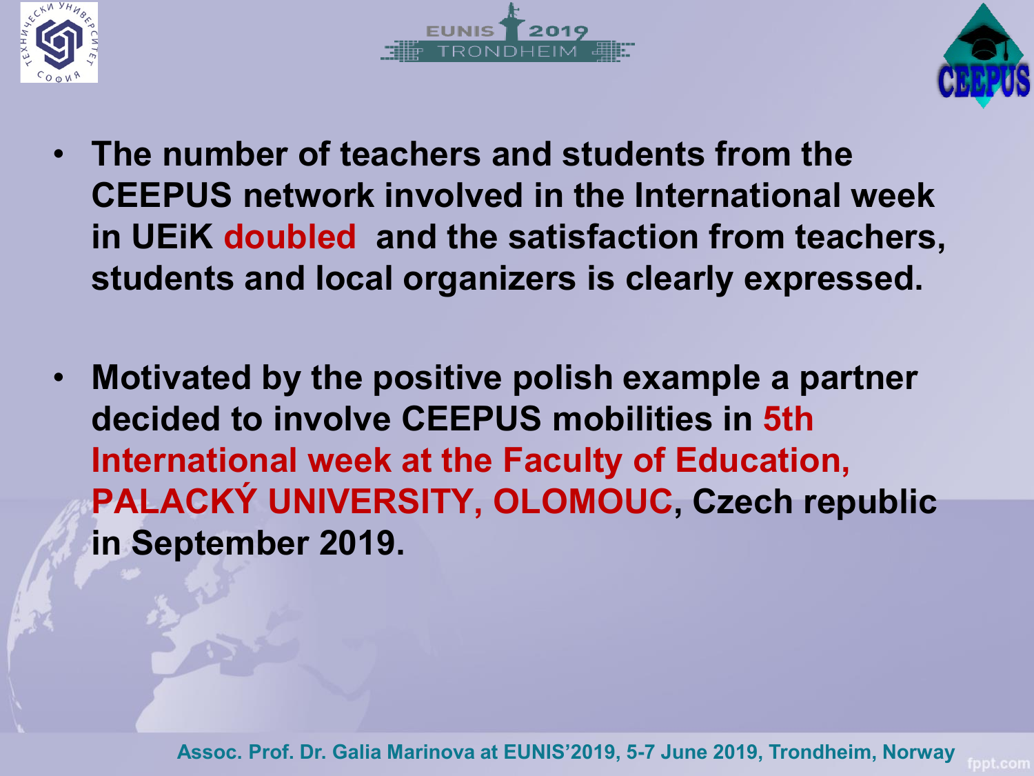- **The number of teachers and students from the CEEPUS network involved in the International week in UEiK doubled and the satisfaction from teachers, students and local organizers is clearly expressed.**

- **Motivated by the positive polish example a partner decided to involve CEEPUS mobilities in 5th International week at the Faculty of Education, PALACKÝ UNIVERSITY, OLOMOUC, Czech republic in September 2019.**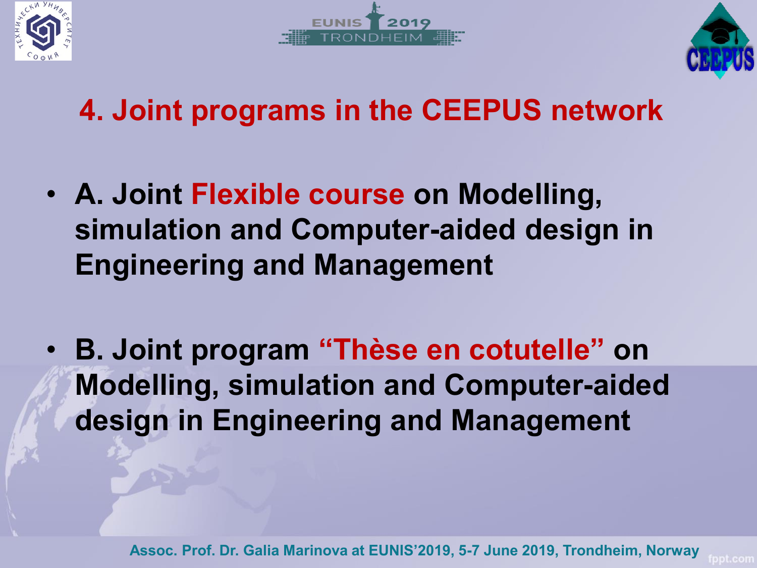# 4. Joint programs in the CEEPUS network

- **A. Joint Flexible course on Modelling, simulation and Computer-aided design in Engineering and Management**

- **B. Joint program "Thèse en cotutelle" on Modelling, simulation and Computer-aided design in Engineering and Management**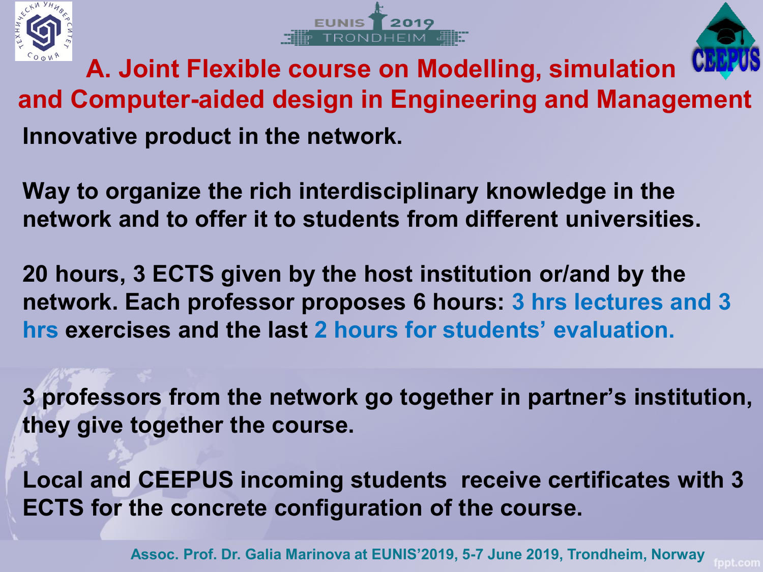## A. Joint Flexible course on Modelling, simulation and Computer-aided design in Engineering and Management

**Innovative product in the network.**

**Way to organize the rich interdisciplinary knowledge in the network and to offer it to students from different universities.**

**20 hours, 3 ECTS given by the host institution or/and by the network. Each professor proposes 6 hours: 3 hrs lectures and 3 hrs exercises and the last 2 hours for students' evaluation.**

**3 professors from the network go together in partner's institution, they give together the course.**

**Local and CEEPUS incoming students receive certificates with 3 ECTS for the concrete configuration of the course.**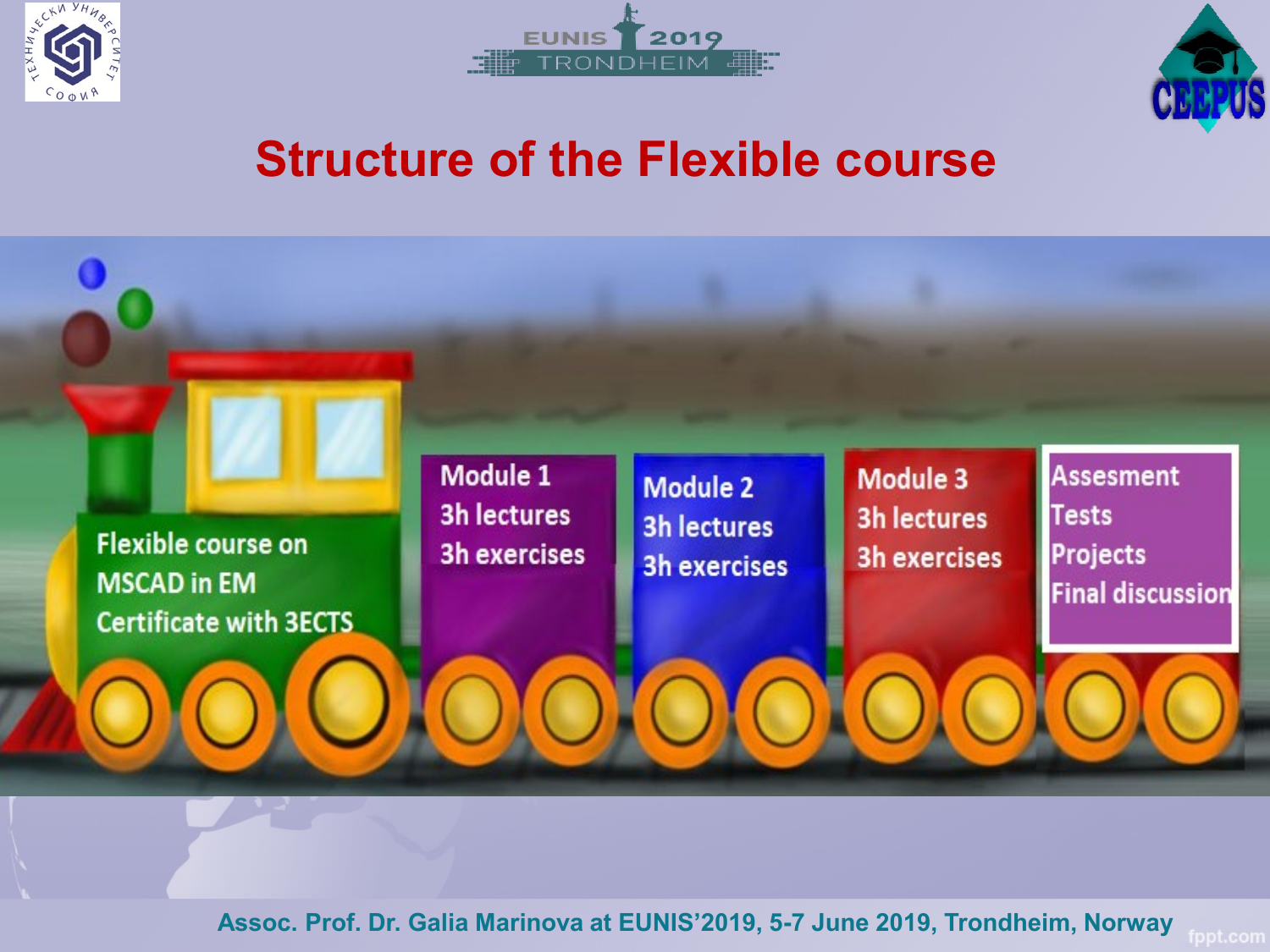# Structure of the Flexible course

Flexible course on MSCAD in EM
Certificate with 3ECTS

Module 1
3h lectures
3h exercises

Module 2
3h lectures
3h exercises

Module 3
3h lectures
3h exercises

Assesment
Tests
Projects
Final discussion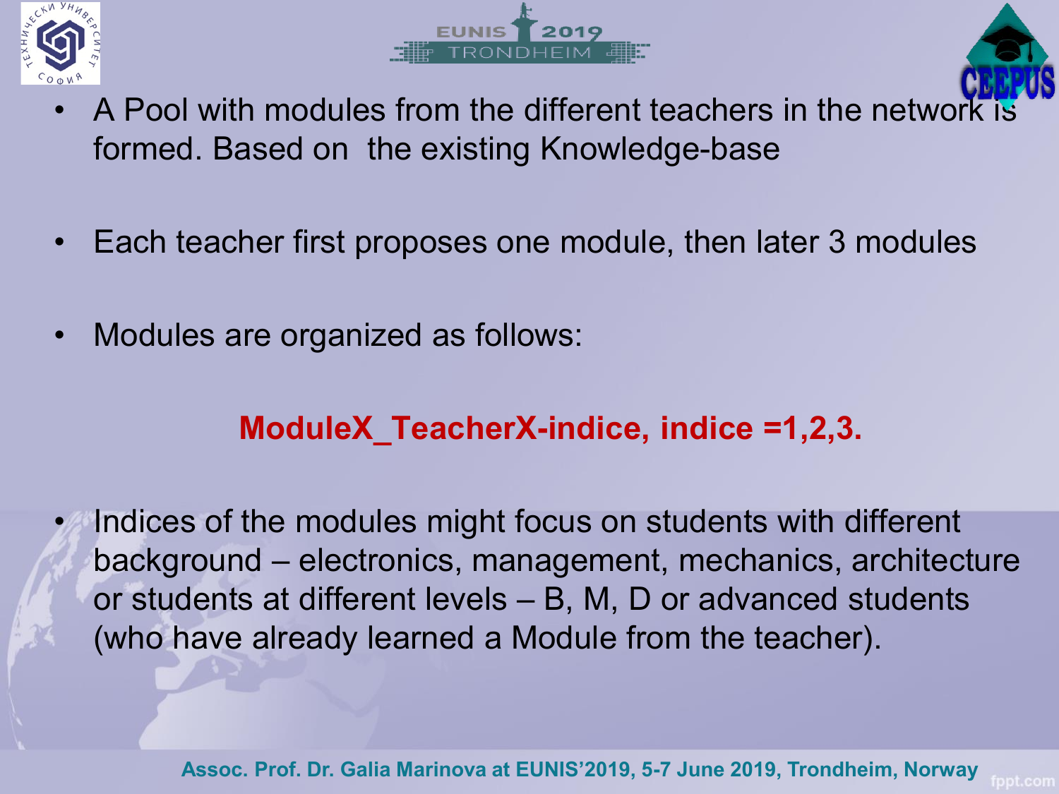- A Pool with modules from the different teachers in the network is formed. Based on the existing Knowledge-base

- Each teacher first proposes one module, then later 3 modules

- Modules are organized as follows:

**ModuleX_TeacherX-indice, indice =1,2,3.**

- Indices of the modules might focus on students with different background – electronics, management, mechanics, architecture or students at different levels – B, M, D or advanced students (who have already learned a Module from the teacher).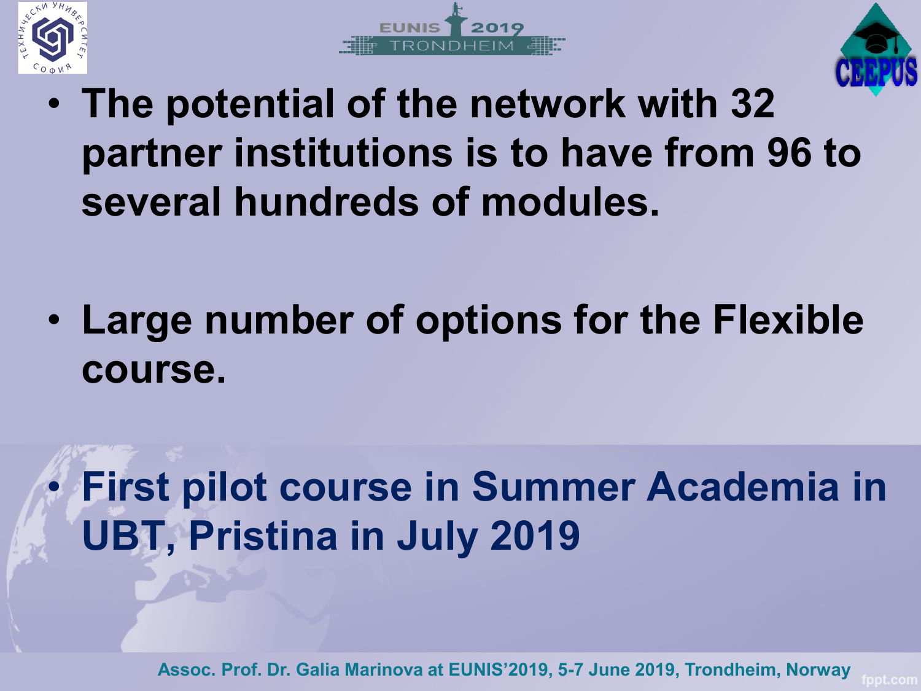- **The potential of the network with 32 partner institutions is to have from 96 to several hundreds of modules.**

- **Large number of options for the Flexible course.**

- **First pilot course in Summer Academia in UBT, Pristina in July 2019**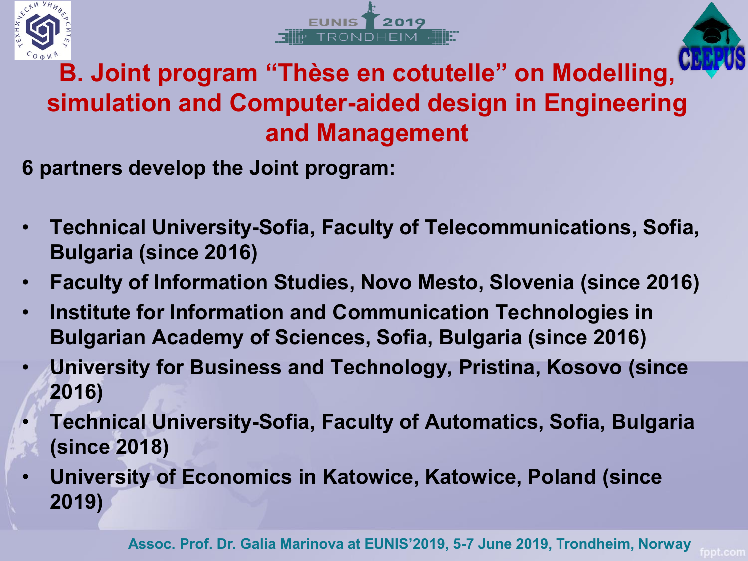## B. Joint program “Thèse en cotutelle” on Modelling, simulation and Computer-aided design in Engineering and Management

**6 partners develop the Joint program:**

- **Technical University-Sofia, Faculty of Telecommunications, Sofia, Bulgaria (since 2016)**
- **Faculty of Information Studies, Novo Mesto, Slovenia (since 2016)**
- **Institute for Information and Communication Technologies in Bulgarian Academy of Sciences, Sofia, Bulgaria (since 2016)**
- **University for Business and Technology, Pristina, Kosovo (since 2016)**
- **Technical University-Sofia, Faculty of Automatics, Sofia, Bulgaria (since 2018)**
- **University of Economics in Katowice, Katowice, Poland (since 2019)**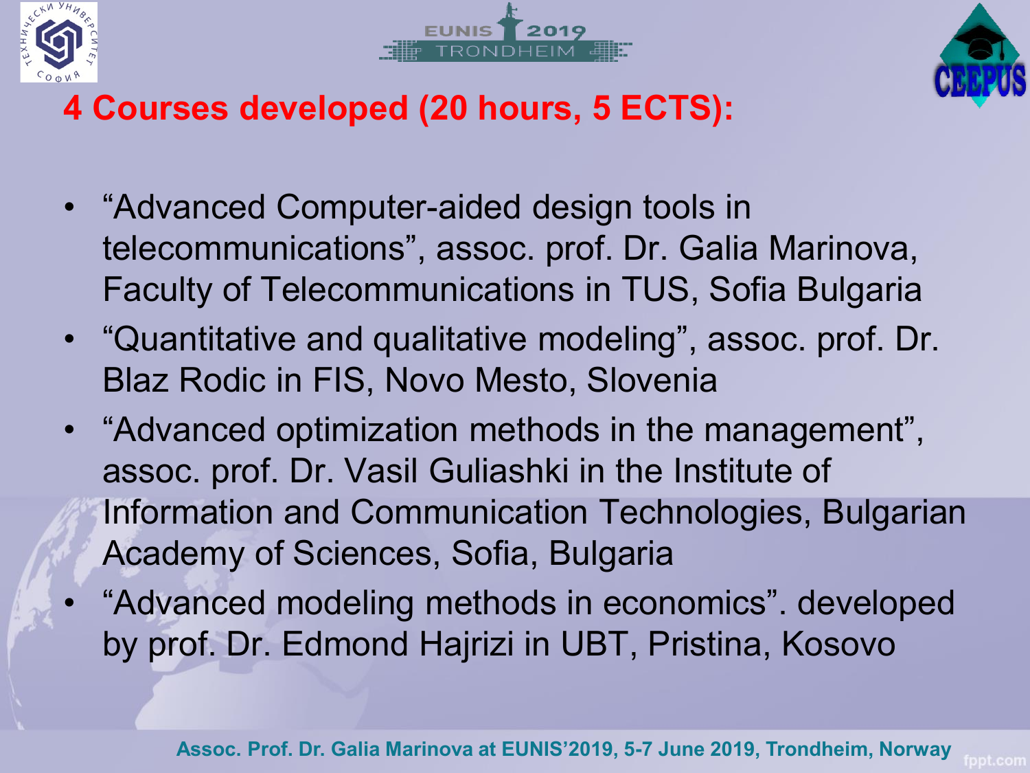## 4 Courses developed (20 hours, 5 ECTS):

- “Advanced Computer-aided design tools in telecommunications”, assoc. prof. Dr. Galia Marinova, Faculty of Telecommunications in TUS, Sofia Bulgaria
- “Quantitative and qualitative modeling”, assoc. prof. Dr. Blaz Rodic in FIS, Novo Mesto, Slovenia
- “Advanced optimization methods in the management”, assoc. prof. Dr. Vasil Guliashki in the Institute of Information and Communication Technologies, Bulgarian Academy of Sciences, Sofia, Bulgaria
- “Advanced modeling methods in economics”. developed by prof. Dr. Edmond Hajrizi in UBT, Pristina, Kosovo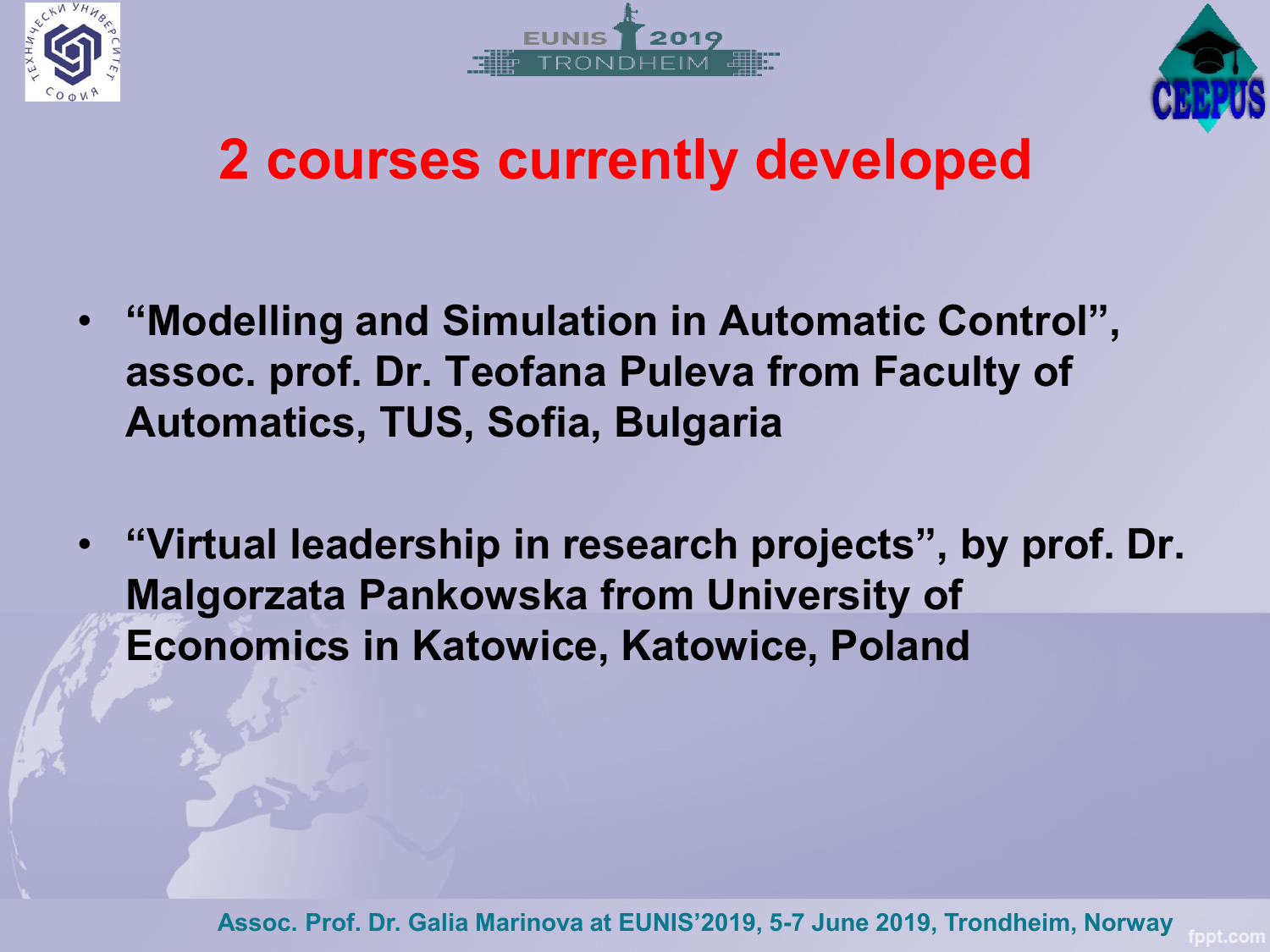# 2 courses currently developed

- **"Modelling and Simulation in Automatic Control", assoc. prof. Dr. Teofana Puleva from Faculty of Automatics, TUS, Sofia, Bulgaria**
- **"Virtual leadership in research projects", by prof. Dr. Malgorzata Pankowska from University of Economics in Katowice, Katowice, Poland**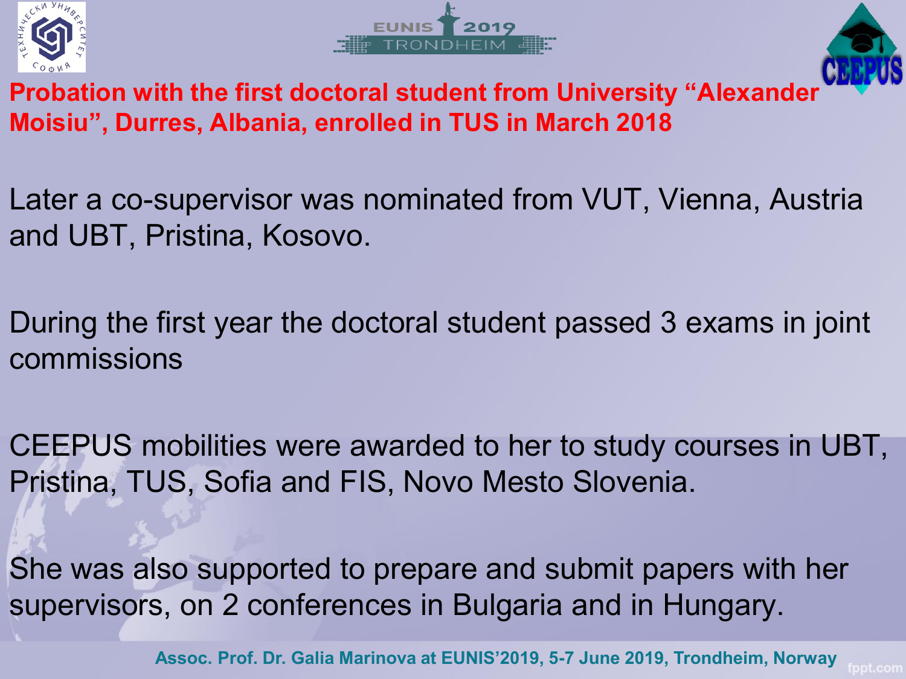## Probation with the first doctoral student from University “Alexander Moisiu”, Durres, Albania, enrolled in TUS in March 2018

Later a co-supervisor was nominated from VUT, Vienna, Austria and UBT, Pristina, Kosovo.

During the first year the doctoral student passed 3 exams in joint commissions

CEEPUS mobilities were awarded to her to study courses in UBT, Pristina, TUS, Sofia and FIS, Novo Mesto Slovenia.

She was also supported to prepare and submit papers with her supervisors, on 2 conferences in Bulgaria and in Hungary.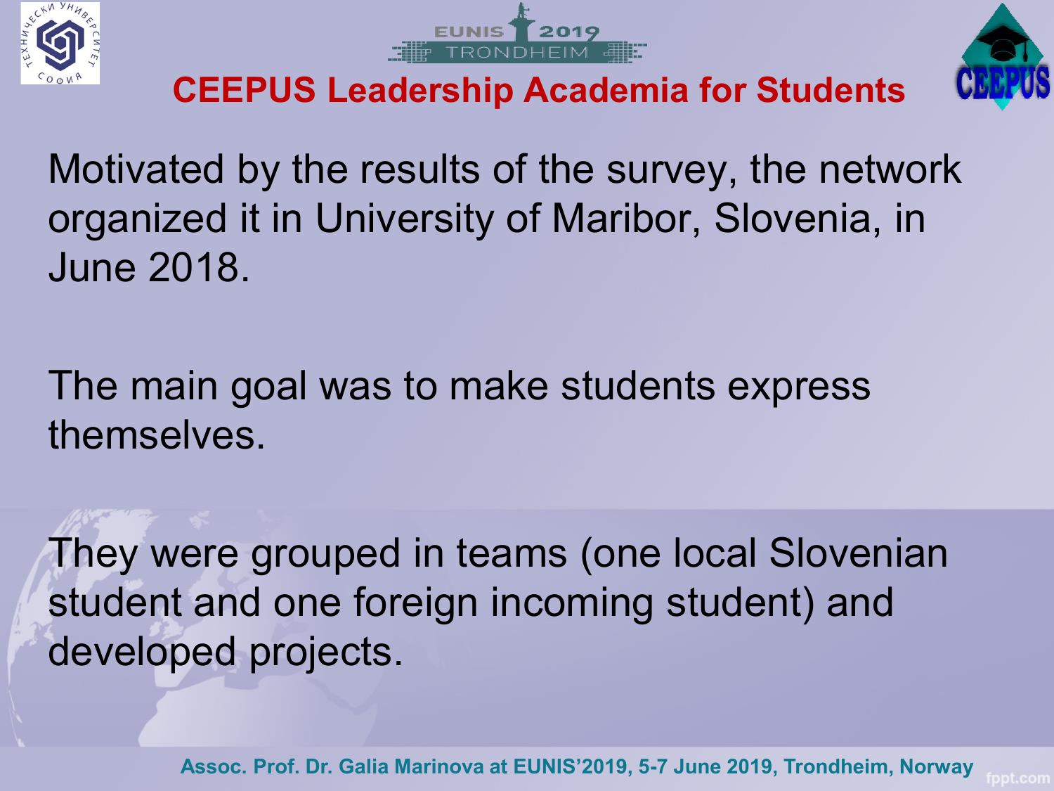# CEEPUS Leadership Academia for Students

Motivated by the results of the survey, the network organized it in University of Maribor, Slovenia, in June 2018.

The main goal was to make students express themselves.

They were grouped in teams (one local Slovenian student and one foreign incoming student) and developed projects.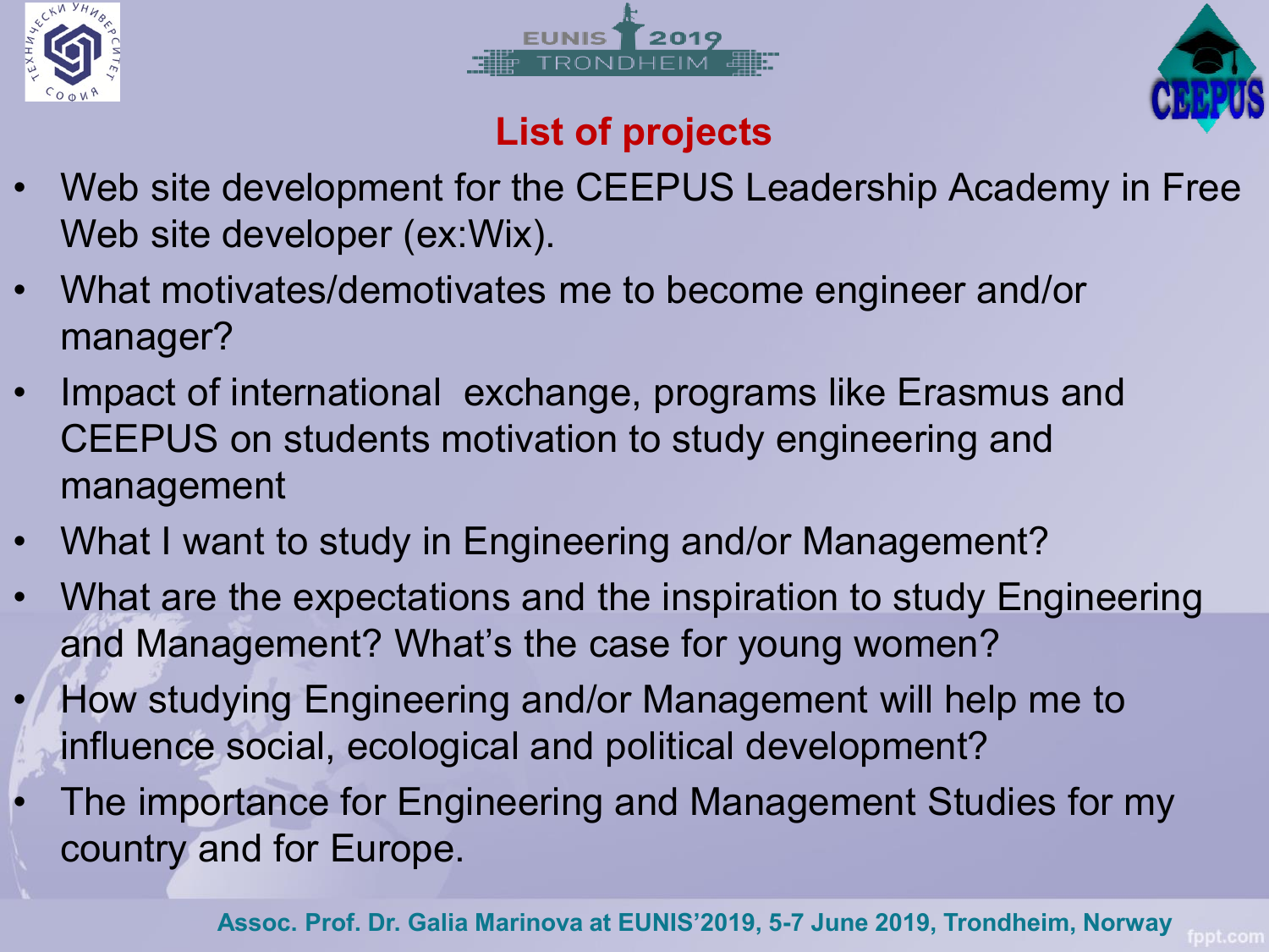## List of projects

- Web site development for the CEEPUS Leadership Academy in Free Web site developer (ex:Wix).
- What motivates/demotivates me to become engineer and/or manager?
- Impact of international exchange, programs like Erasmus and CEEPUS on students motivation to study engineering and management
- What I want to study in Engineering and/or Management?
- What are the expectations and the inspiration to study Engineering and Management? What's the case for young women?
- How studying Engineering and/or Management will help me to influence social, ecological and political development?
- The importance for Engineering and Management Studies for my country and for Europe.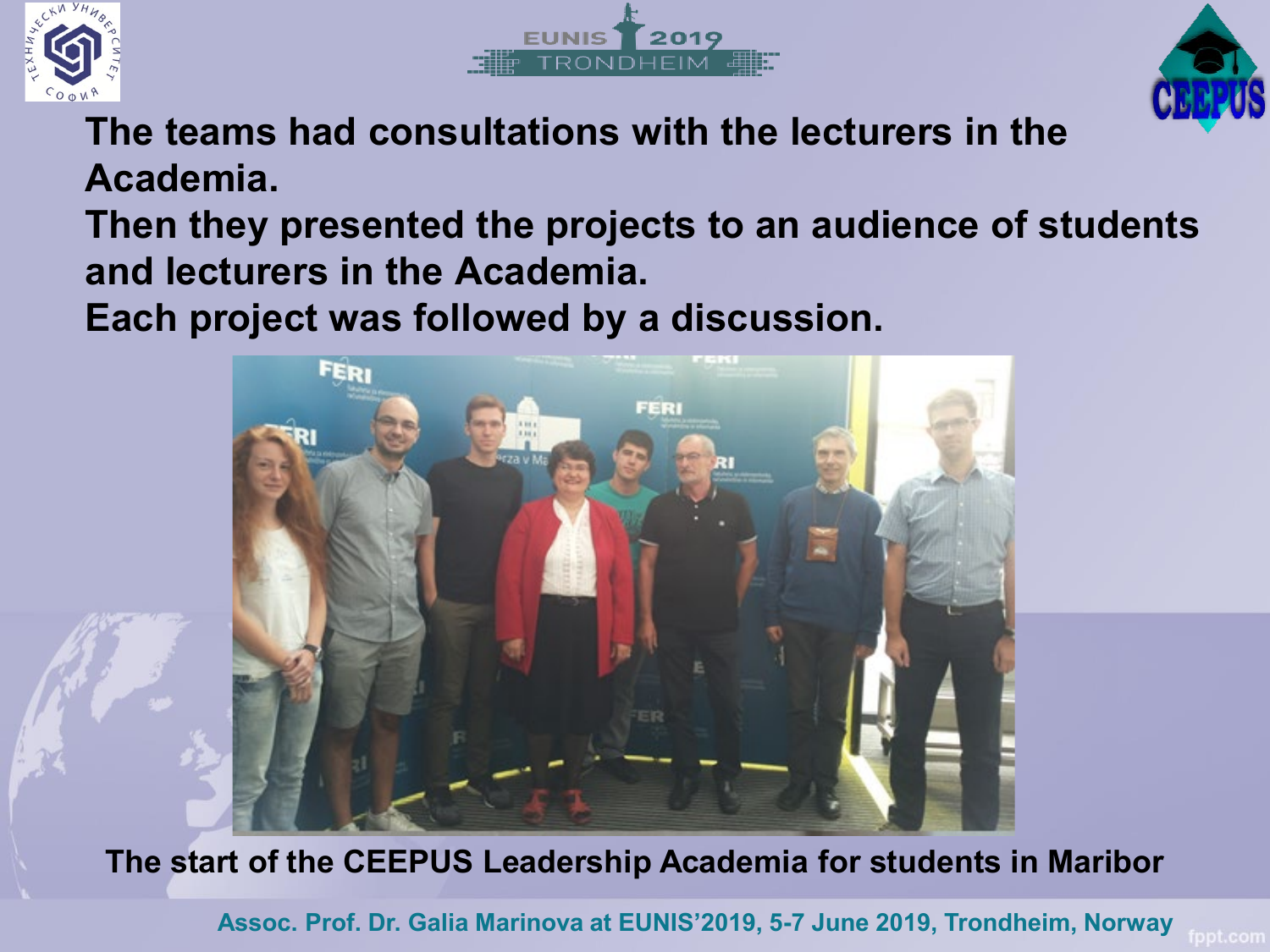The teams had consultations with the lecturers in the Academia.

Then they presented the projects to an audience of students and lecturers in the Academia.

Each project was followed by a discussion.

The start of the CEEPUS Leadership Academia for students in Maribor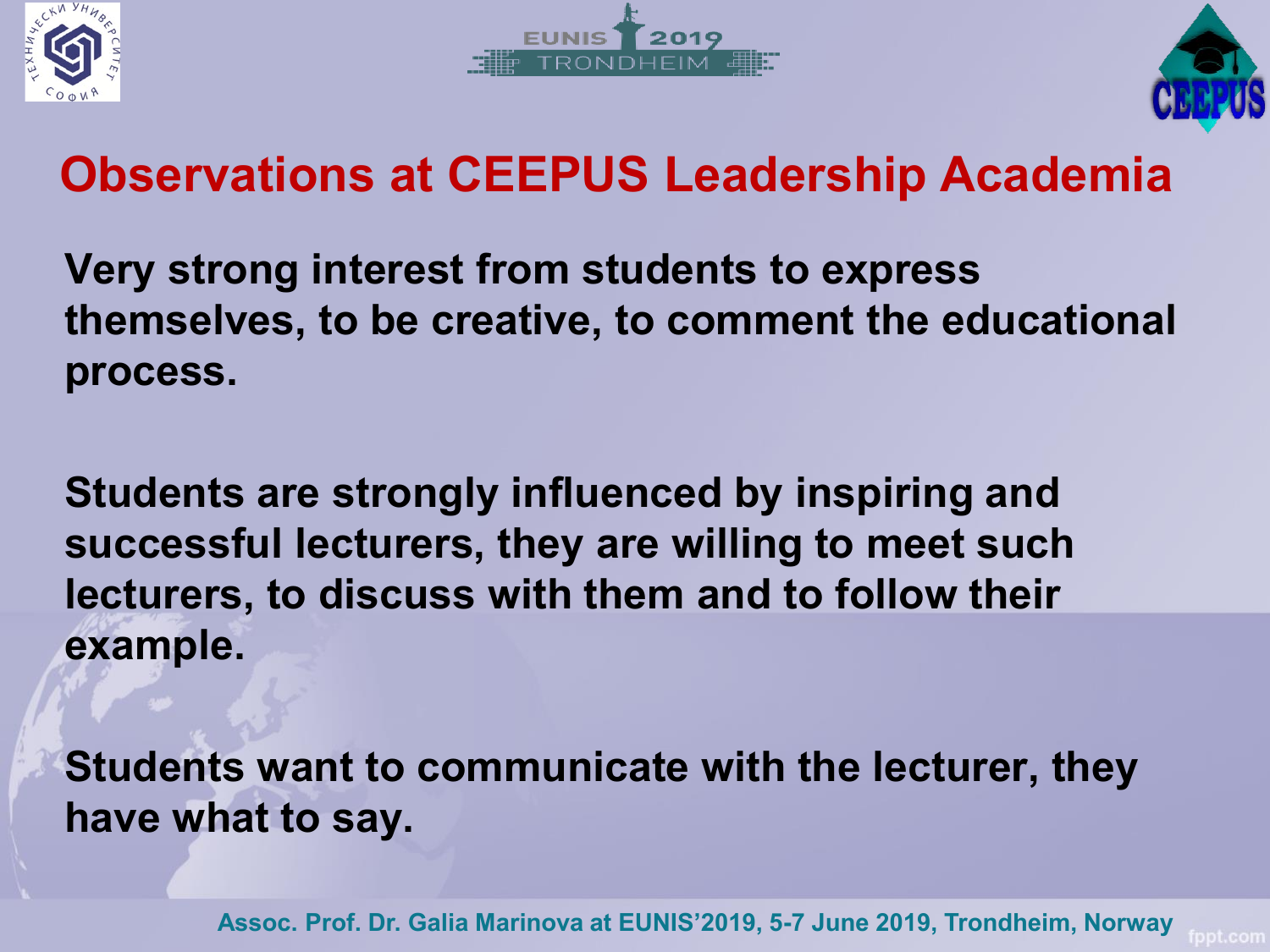# Observations at CEEPUS Leadership Academia

**Very strong interest from students to express themselves, to be creative, to comment the educational process.**

**Students are strongly influenced by inspiring and successful lecturers, they are willing to meet such lecturers, to discuss with them and to follow their example.**

**Students want to communicate with the lecturer, they have what to say.**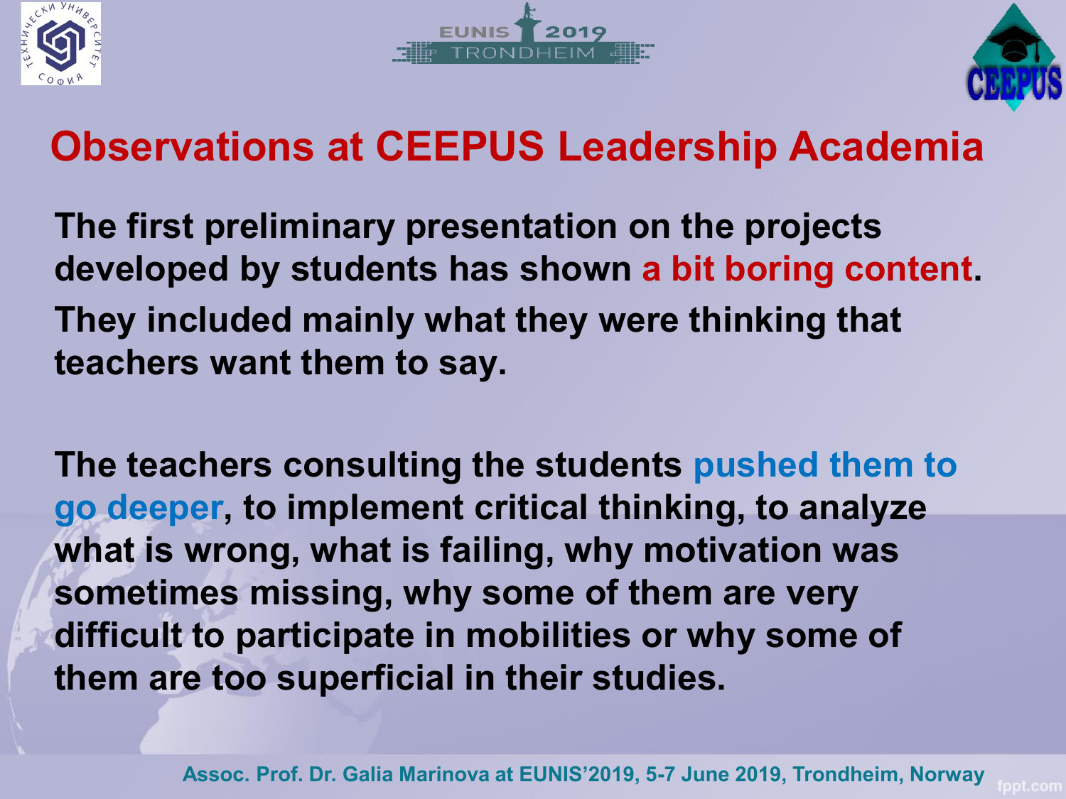# Observations at CEEPUS Leadership Academia

**The first preliminary presentation on the projects developed by students has shown a bit boring content.**

**They included mainly what they were thinking that teachers want them to say.**

**The teachers consulting the students pushed them to go deeper, to implement critical thinking, to analyze what is wrong, what is failing, why motivation was sometimes missing, why some of them are very difficult to participate in mobilities or why some of them are too superficial in their studies.**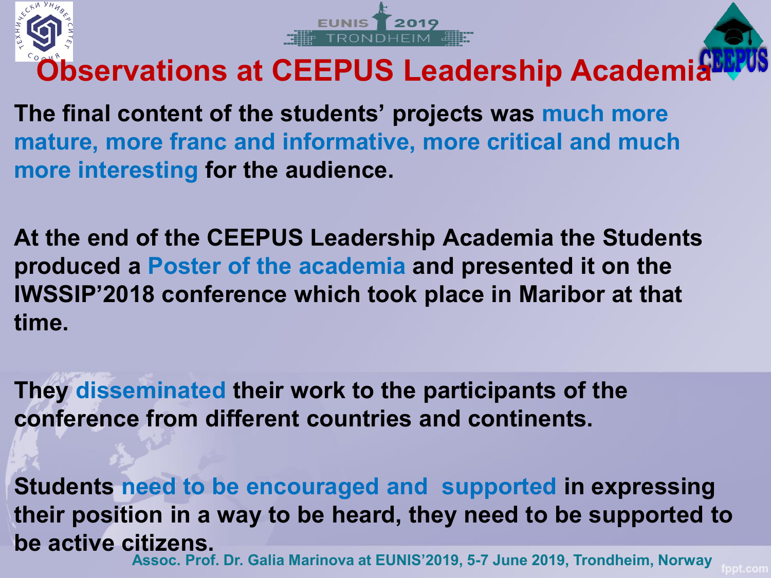# Observations at CEEPUS Leadership Academia

**The final content of the students' projects was much more mature, more franc and informative, more critical and much more interesting for the audience.**

**At the end of the CEEPUS Leadership Academia the Students produced a Poster of the academia and presented it on the IWSSIP'2018 conference which took place in Maribor at that time.**

**They disseminated their work to the participants of the conference from different countries and continents.**

**Students need to be encouraged and supported in expressing their position in a way to be heard, they need to be supported to be active citizens.**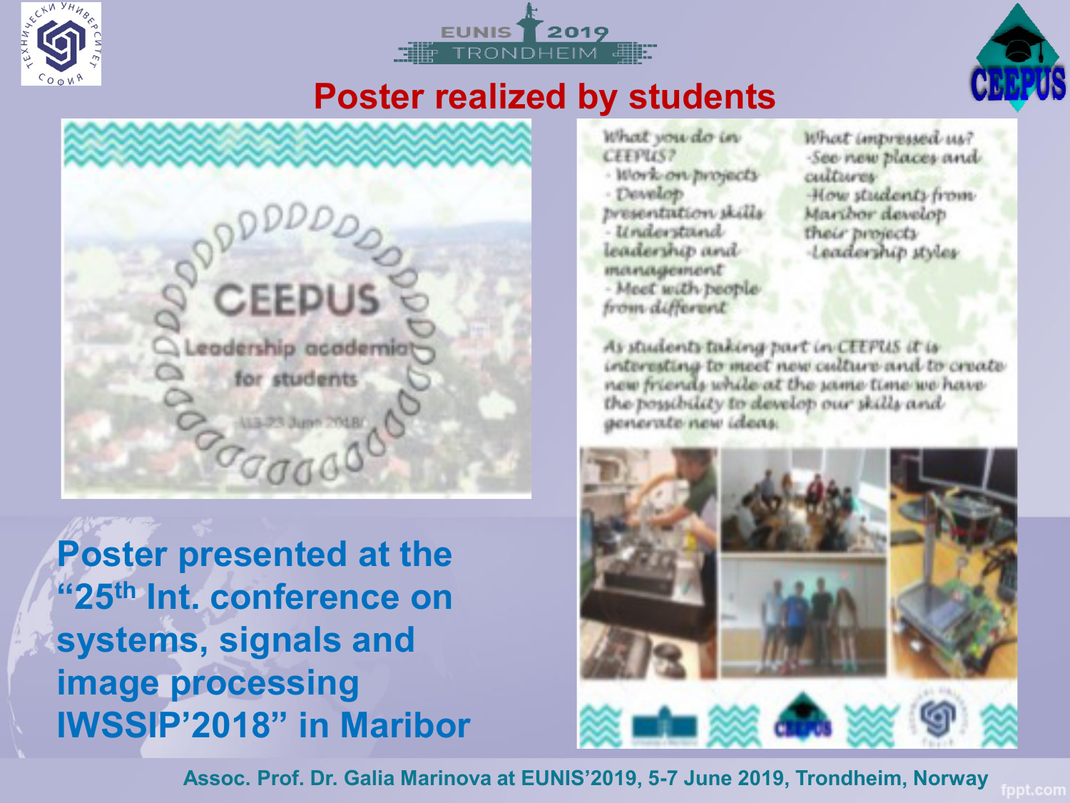# Poster realized by students

CEEPUS

Leadership academia for students

(13-23 June 2018)

What you do in CEEPUS?

- Work on projects
- Develop presentation skills
- Understand leadership and management
- Meet with people from different

What impressed us?

- See new places and cultures
- How students from Maribor develop their projects
- Leadership styles

As students taking part in CEEPUS it is interesting to meet new culture and to create new friends while at the same time we have the possibility to develop our skills and generate new ideas.

**Poster presented at the "25th Int. conference on systems, signals and image processing IWSSIP'2018" in Maribor**

Assoc. Prof. Dr. Galia Marinova at EUNIS'2019, 5-7 June 2019, Trondheim, Norway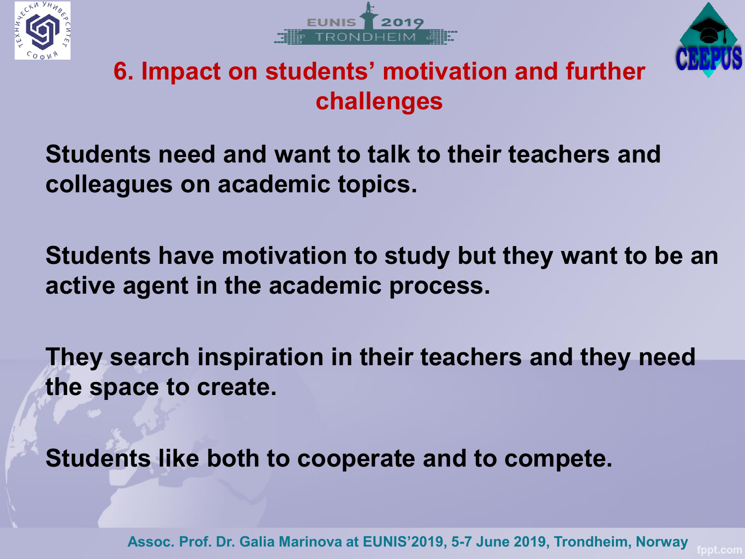## 6. Impact on students' motivation and further challenges

**Students need and want to talk to their teachers and colleagues on academic topics.**

**Students have motivation to study but they want to be an active agent in the academic process.**

**They search inspiration in their teachers and they need the space to create.**

**Students like both to cooperate and to compete.**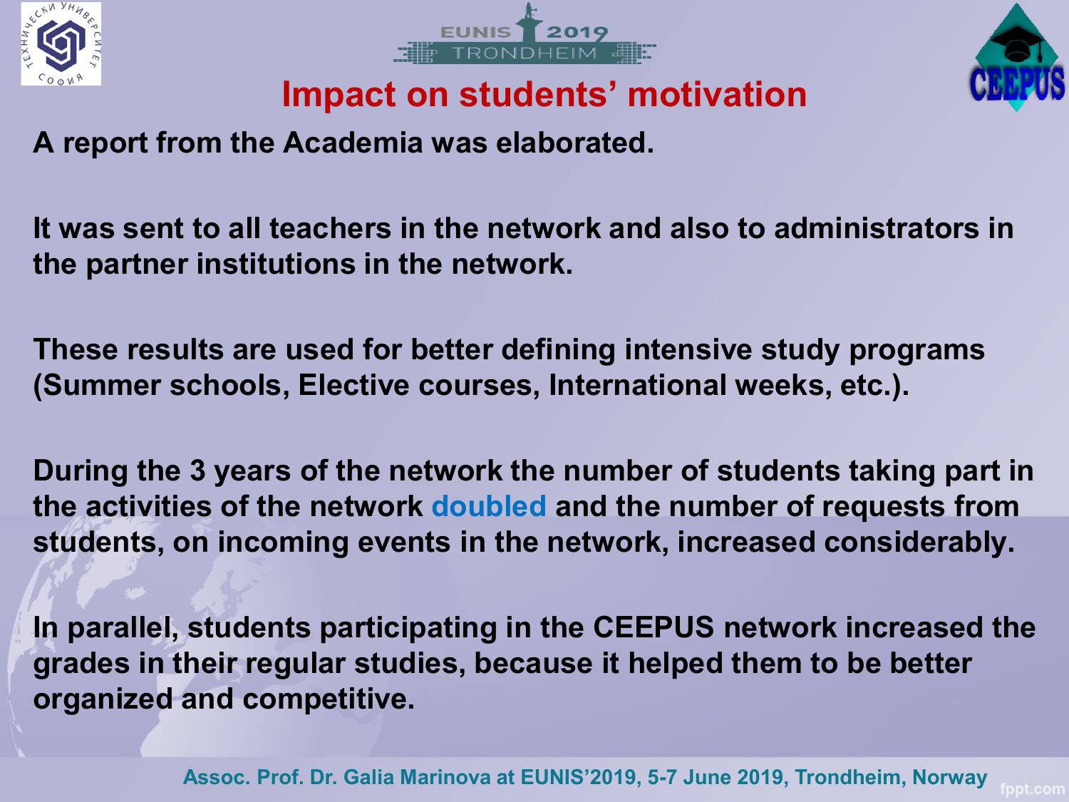# Impact on students' motivation

**A report from the Academia was elaborated.**

**It was sent to all teachers in the network and also to administrators in the partner institutions in the network.**

**These results are used for better defining intensive study programs (Summer schools, Elective courses, International weeks, etc.).**

**During the 3 years of the network the number of students taking part in the activities of the network doubled and the number of requests from students, on incoming events in the network, increased considerably.**

**In parallel, students participating in the CEEPUS network increased the grades in their regular studies, because it helped them to be better organized and competitive.**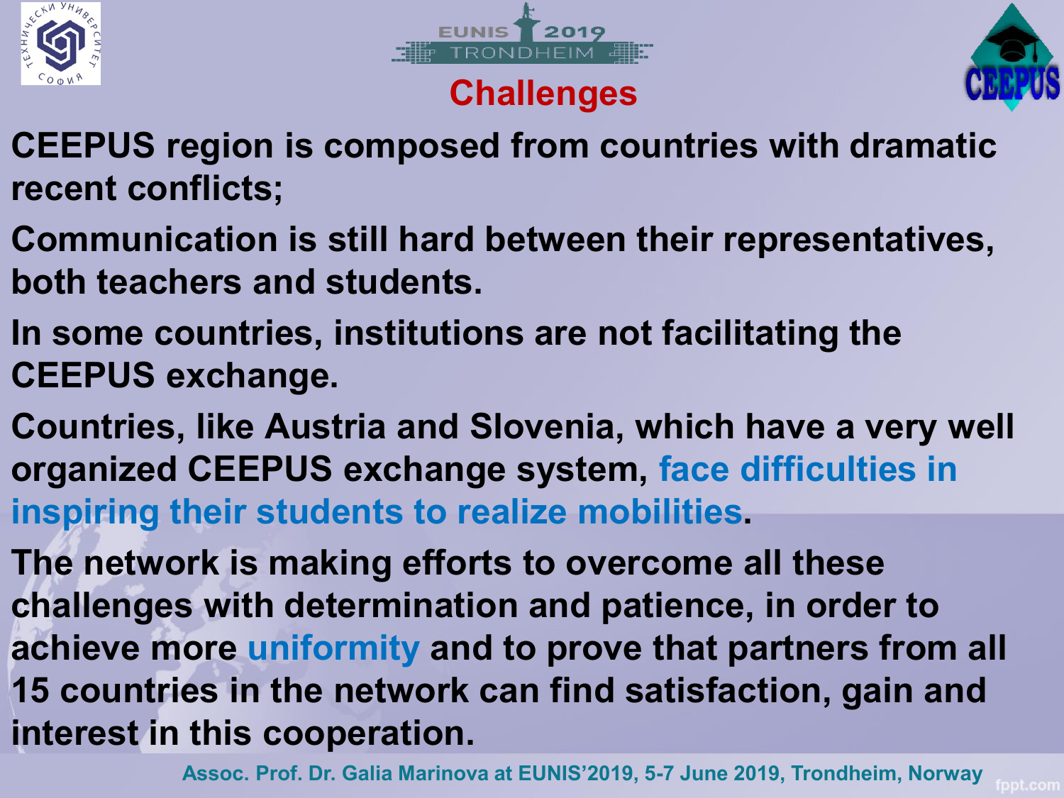# Challenges

CEEPUS region is composed from countries with dramatic recent conflicts;

Communication is still hard between their representatives, both teachers and students.

In some countries, institutions are not facilitating the CEEPUS exchange.

Countries, like Austria and Slovenia, which have a very well organized CEEPUS exchange system, face difficulties in inspiring their students to realize mobilities.

The network is making efforts to overcome all these challenges with determination and patience, in order to achieve more uniformity and to prove that partners from all 15 countries in the network can find satisfaction, gain and interest in this cooperation.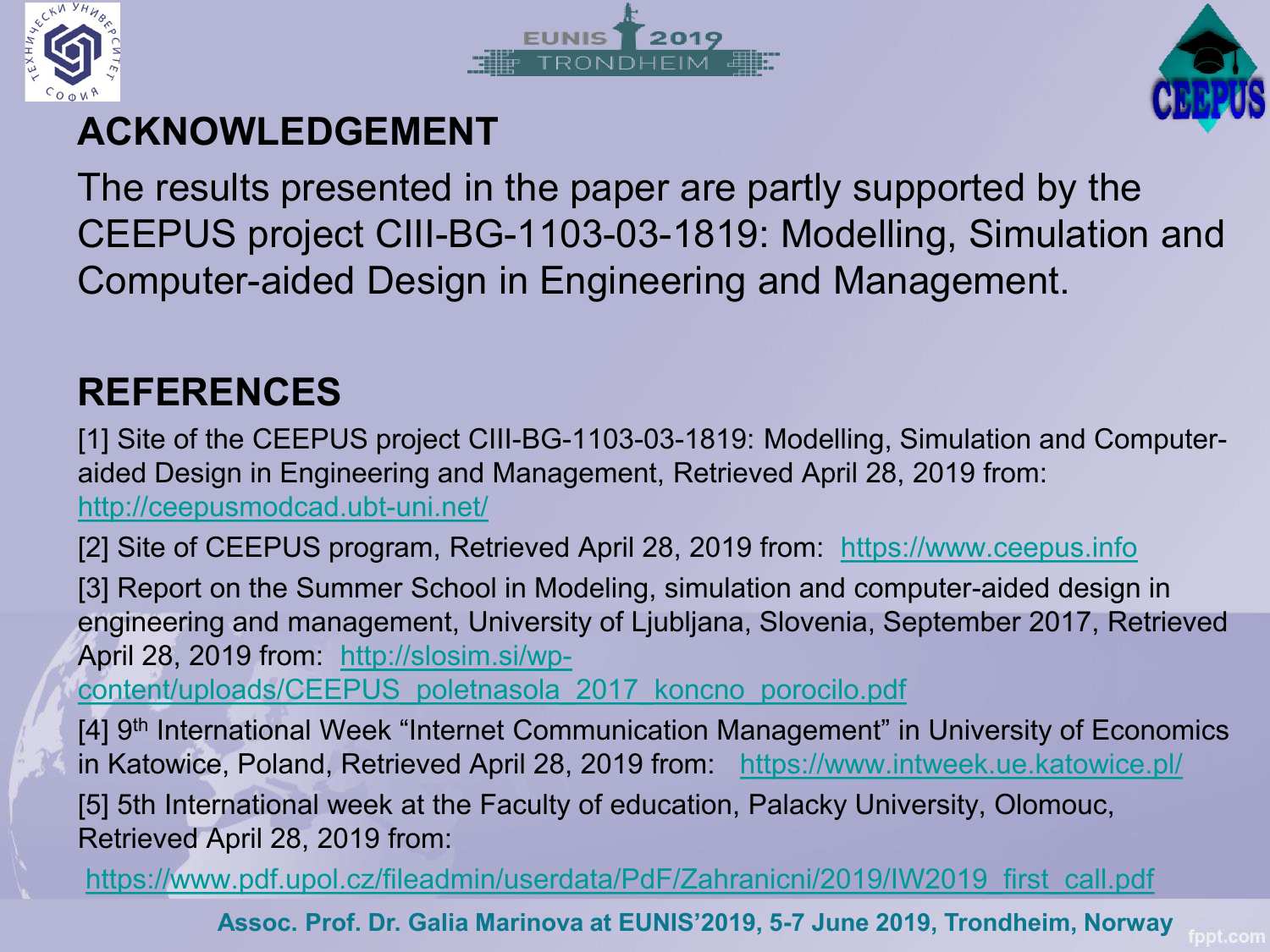## ACKNOWLEDGEMENT

The results presented in the paper are partly supported by the CEEPUS project CIII-BG-1103-03-1819: Modelling, Simulation and Computer-aided Design in Engineering and Management.

## REFERENCES

[1] Site of the CEEPUS project CIII-BG-1103-03-1819: Modelling, Simulation and Computer-aided Design in Engineering and Management, Retrieved April 28, 2019 from: http://ceepusmodcad.ubt-uni.net/

[2] Site of CEEPUS program, Retrieved April 28, 2019 from: https://www.ceepus.info

[3] Report on the Summer School in Modeling, simulation and computer-aided design in engineering and management, University of Ljubljana, Slovenia, September 2017, Retrieved April 28, 2019 from: http://slosim.si/wp-content/uploads/CEEPUS_poletnasola_2017_koncno_porocilo.pdf

[4] 9th International Week "Internet Communication Management" in University of Economics in Katowice, Poland, Retrieved April 28, 2019 from: https://www.intweek.ue.katowice.pl/

[5] 5th International week at the Faculty of education, Palacky University, Olomouc, Retrieved April 28, 2019 from:

https://www.pdf.upol.cz/fileadmin/userdata/PdF/Zahranicni/2019/IW2019_first_call.pdf

**Assoc. Prof. Dr. Galia Marinova at EUNIS'2019, 5-7 June 2019, Trondheim, Norway**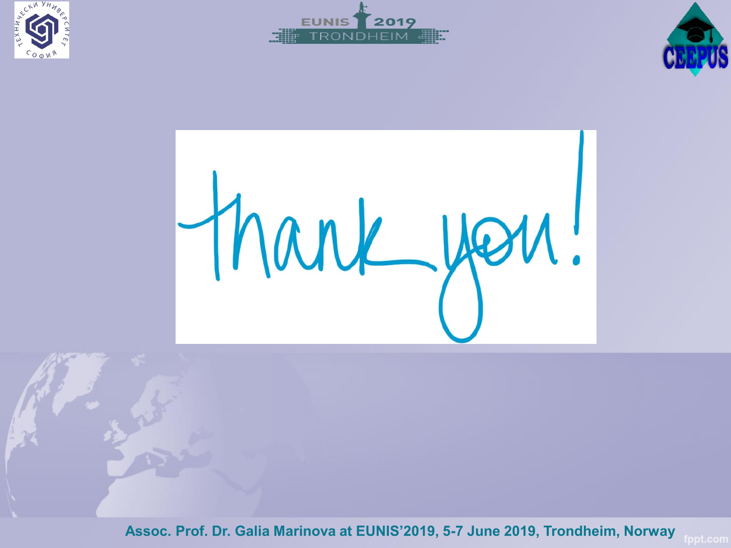thank you!

Assoc. Prof. Dr. Galia Marinova at EUNIS’2019, 5-7 June 2019, Trondheim, Norway